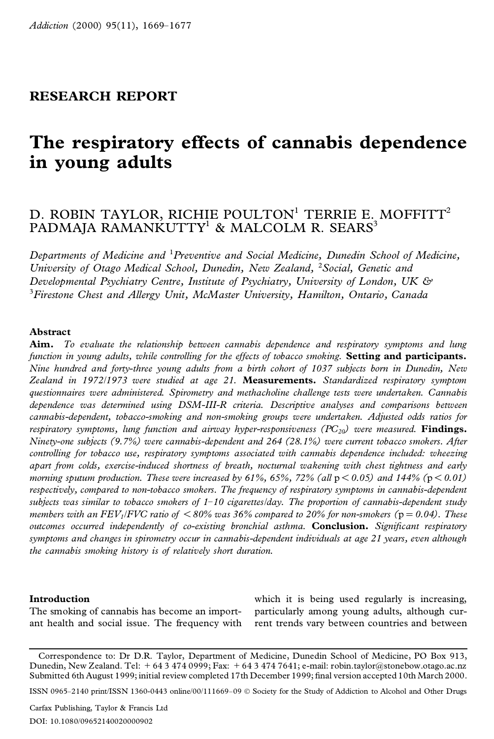RESEARCH REPORT

# The respiratory effects of cannabis dependence in young adults

D. ROBIN TAYLOR, RICHIE POULTON[1] TERRIE E. MOFFITT[2] PADMAJA RAMANKUTTY[1] & MALCOLM R. SEARS[3]

*Departments of Medicine and [1]Preventive and Social Medicine, Dunedin School of Medicine, University of Otago Medical School, Dunedin, New Zealand, [2]Social, Genetic and Developmental Psychiatry Centre, Institute of Psychiatry, University of London, UK & [3]Firestone Chest and Allergy Unit, McMaster University, Hamilton, Ontario, Canada*

## Abstract

**Aim.** *To evaluate the relationship between cannabis dependence and respiratory symptoms and lung function in young adults, while controlling for the effects of tobacco smoking.* **Setting and participants.** *Nine hundred and forty-three young adults from a birth cohort of 1037 subjects born in Dunedin, New Zealand in 1972/1973 were studied at age 21.* **Measurements.** *Standardized respiratory symptom questionnaires were administered. Spirometry and methacholine challenge tests were undertaken. Cannabis dependence was determined using DSM-III-R criteria. Descriptive analyses and comparisons between cannabis-dependent, tobacco-smoking and non-smoking groups were undertaken. Adjusted odds ratios for respiratory symptoms, lung function and airway hyper-responsiveness ($PC_{20}$) were measured.* **Findings.** *Ninety-one subjects (9.7%) were cannabis-dependent and 264 (28.1%) were current tobacco smokers. After controlling for tobacco use, respiratory symptoms associated with cannabis dependence included: wheezing apart from colds, exercise-induced shortness of breath, nocturnal wakening with chest tightness and early morning sputum production. These were increased by 61%, 65%, 72% (all $p < 0.05$) and 144% ($p < 0.01$) respectively, compared to non-tobacco smokers. The frequency of respiratory symptoms in cannabis-dependent subjects was similar to tobacco smokers of 1–10 cigarettes/day. The proportion of cannabis-dependent study members with an $FEV_1/FVC$ ratio of $< 80\%$ was 36% compared to 20% for non-smokers ($p = 0.04$). These outcomes occurred independently of co-existing bronchial asthma.* **Conclusion.** *Significant respiratory symptoms and changes in spirometry occur in cannabis-dependent individuals at age 21 years, even although the cannabis smoking history is of relatively short duration.*

## Introduction

The smoking of cannabis has become an important health and social issue. The frequency with which it is being used regularly is increasing, particularly among young adults, although current trends vary between countries and between

Correspondence to: Dr D.R. Taylor, Department of Medicine, Dunedin School of Medicine, PO Box 913, Dunedin, New Zealand. Tel: + 64 3 474 0999; Fax: + 64 3 474 7641; e-mail: robin.taylor@stonebow.otago.ac.nz
Submitted 6th August 1999; initial review completed 17th December 1999; final version accepted 10th March 2000.

ISSN 0965–2140 print/ISSN 1360-0443 online/00/111669–09 © Society for the Study of Addiction to Alcohol and Other Drugs

Carfax Publishing, Taylor & Francis Ltd

DOI: 10.1080/09652140020000902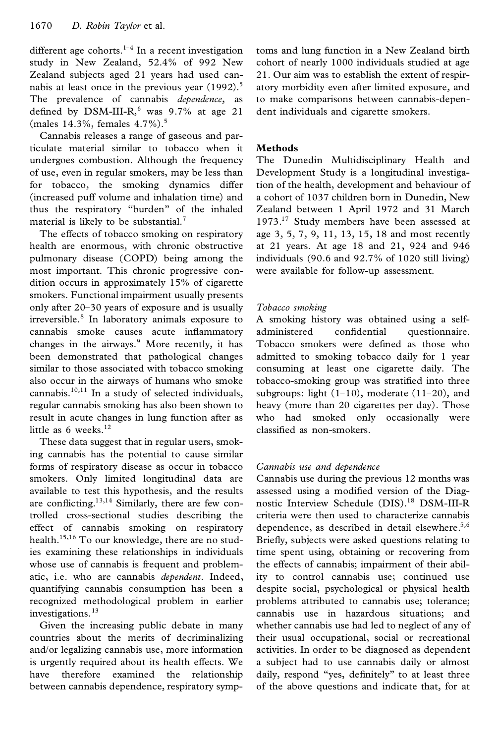different age cohorts.[1–4] In a recent investigation study in New Zealand, 52.4% of 992 New Zealand subjects aged 21 years had used cannabis at least once in the previous year (1992).[5] The prevalence of cannabis *dependence*, as defined by DSM-III-R,[6] was 9.7% at age 21 (males 14.3%, females 4.7%).[5]

Cannabis releases a range of gaseous and particulate material similar to tobacco when it undergoes combustion. Although the frequency of use, even in regular smokers, may be less than for tobacco, the smoking dynamics differ (increased puff volume and inhalation time) and thus the respiratory "burden" of the inhaled material is likely to be substantial.[7]

The effects of tobacco smoking on respiratory health are enormous, with chronic obstructive pulmonary disease (COPD) being among the most important. This chronic progressive condition occurs in approximately 15% of cigarette smokers. Functional impairment usually presents only after 20–30 years of exposure and is usually irreversible.[8] In laboratory animals exposure to cannabis smoke causes acute inflammatory changes in the airways.[9] More recently, it has been demonstrated that pathological changes similar to those associated with tobacco smoking also occur in the airways of humans who smoke cannabis.[10,11] In a study of selected individuals, regular cannabis smoking has also been shown to result in acute changes in lung function after as little as 6 weeks.[12]

These data suggest that in regular users, smoking cannabis has the potential to cause similar forms of respiratory disease as occur in tobacco smokers. Only limited longitudinal data are available to test this hypothesis, and the results are conflicting.[13,14] Similarly, there are few controlled cross-sectional studies describing the effect of cannabis smoking on respiratory health.[15,16] To our knowledge, there are no studies examining these relationships in individuals whose use of cannabis is frequent and problematic, i.e. who are cannabis *dependent*. Indeed, quantifying cannabis consumption has been a recognized methodological problem in earlier investigations.[13]

Given the increasing public debate in many countries about the merits of decriminalizing and/or legalizing cannabis use, more information is urgently required about its health effects. We have therefore examined the relationship between cannabis dependence, respiratory symptoms and lung function in a New Zealand birth cohort of nearly 1000 individuals studied at age 21. Our aim was to establish the extent of respiratory morbidity even after limited exposure, and to make comparisons between cannabis-dependent individuals and cigarette smokers.

## Methods

The Dunedin Multidisciplinary Health and Development Study is a longitudinal investigation of the health, development and behaviour of a cohort of 1037 children born in Dunedin, New Zealand between 1 April 1972 and 31 March 1973.[17] Study members have been assessed at age 3, 5, 7, 9, 11, 13, 15, 18 and most recently at 21 years. At age 18 and 21, 924 and 946 individuals (90.6 and 92.7% of 1020 still living) were available for follow-up assessment.

### *Tobacco smoking*

A smoking history was obtained using a self-administered confidential questionnaire. Tobacco smokers were defined as those who admitted to smoking tobacco daily for 1 year consuming at least one cigarette daily. The tobacco-smoking group was stratified into three subgroups: light (1–10), moderate (11–20), and heavy (more than 20 cigarettes per day). Those who had smoked only occasionally were classified as non-smokers.

### *Cannabis use and dependence*

Cannabis use during the previous 12 months was assessed using a modified version of the Diagnostic Interview Schedule (DIS).[18] DSM-III-R criteria were then used to characterize cannabis dependence, as described in detail elsewhere.[5,6] Briefly, subjects were asked questions relating to time spent using, obtaining or recovering from the effects of cannabis; impairment of their ability to control cannabis use; continued use despite social, psychological or physical health problems attributed to cannabis use; tolerance; cannabis use in hazardous situations; and whether cannabis use had led to neglect of any of their usual occupational, social or recreational activities. In order to be diagnosed as dependent a subject had to use cannabis daily or almost daily, respond "yes, definitely" to at least three of the above questions and indicate that, for at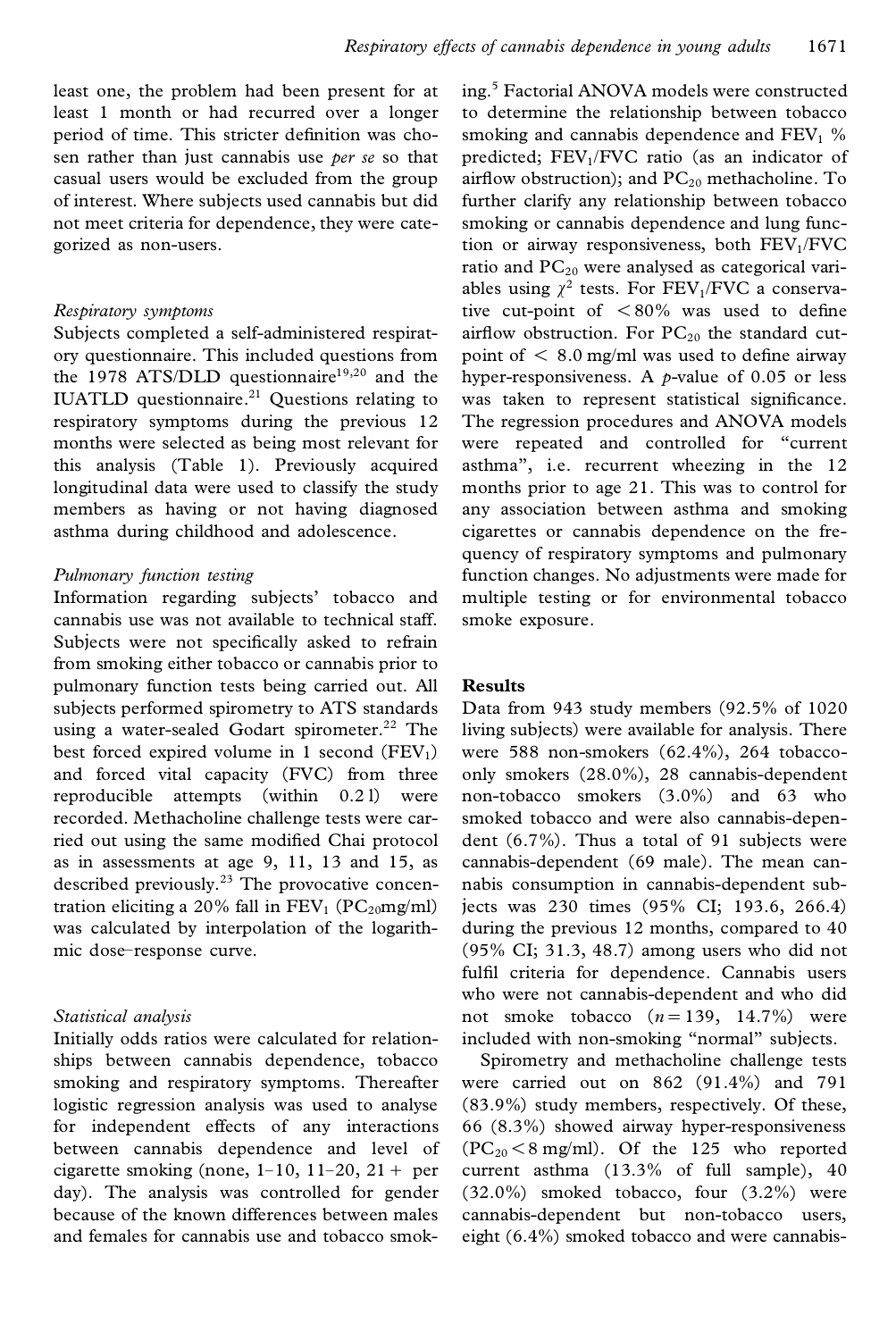least one, the problem had been present for at least 1 month or had recurred over a longer period of time. This stricter definition was chosen rather than just cannabis use *per se* so that casual users would be excluded from the group of interest. Where subjects used cannabis but did not meet criteria for dependence, they were categorized as non-users.

### *Respiratory symptoms*

Subjects completed a self-administered respiratory questionnaire. This included questions from the 1978 ATS/DLD questionnaire[19,20] and the IUATLD questionnaire.[21] Questions relating to respiratory symptoms during the previous 12 months were selected as being most relevant for this analysis (Table 1). Previously acquired longitudinal data were used to classify the study members as having or not having diagnosed asthma during childhood and adolescence.

### *Pulmonary function testing*

Information regarding subjects' tobacco and cannabis use was not available to technical staff. Subjects were not specifically asked to refrain from smoking either tobacco or cannabis prior to pulmonary function tests being carried out. All subjects performed spirometry to ATS standards using a water-sealed Godart spirometer.[22] The best forced expired volume in 1 second ($FEV_1$) and forced vital capacity (FVC) from three reproducible attempts (within 0.2 l) were recorded. Methacholine challenge tests were carried out using the same modified Chai protocol as in assessments at age 9, 11, 13 and 15, as described previously.[23] The provocative concentration eliciting a 20% fall in $FEV_1$ ($PC_{20}$mg/ml) was calculated by interpolation of the logarithmic dose–response curve.

### *Statistical analysis*

Initially odds ratios were calculated for relationships between cannabis dependence, tobacco smoking and respiratory symptoms. Thereafter logistic regression analysis was used to analyse for independent effects of any interactions between cannabis dependence and level of cigarette smoking (none, 1–10, 11–20, 21+ per day). The analysis was controlled for gender because of the known differences between males and females for cannabis use and tobacco smoking.[5] Factorial ANOVA models were constructed to determine the relationship between tobacco smoking and cannabis dependence and $FEV_1$ % predicted; $FEV_1$/FVC ratio (as an indicator of airflow obstruction); and $PC_{20}$ methacholine. To further clarify any relationship between tobacco smoking or cannabis dependence and lung function or airway responsiveness, both $FEV_1$/FVC ratio and $PC_{20}$ were analysed as categorical variables using $\chi^2$ tests. For $FEV_1$/FVC a conservative cut-point of $< 80\%$ was used to define airflow obstruction. For $PC_{20}$ the standard cut-point of $< 8.0$ mg/ml was used to define airway hyper-responsiveness. A $p$-value of 0.05 or less was taken to represent statistical significance. The regression procedures and ANOVA models were repeated and controlled for "current asthma", i.e. recurrent wheezing in the 12 months prior to age 21. This was to control for any association between asthma and smoking cigarettes or cannabis dependence on the frequency of respiratory symptoms and pulmonary function changes. No adjustments were made for multiple testing or for environmental tobacco smoke exposure.

## Results

Data from 943 study members (92.5% of 1020 living subjects) were available for analysis. There were 588 non-smokers (62.4%), 264 tobacco-only smokers (28.0%), 28 cannabis-dependent non-tobacco smokers (3.0%) and 63 who smoked tobacco and were also cannabis-dependent (6.7%). Thus a total of 91 subjects were cannabis-dependent (69 male). The mean cannabis consumption in cannabis-dependent subjects was 230 times (95% CI; 193.6, 266.4) during the previous 12 months, compared to 40 (95% CI; 31.3, 48.7) among users who did not fulfil criteria for dependence. Cannabis users who were not cannabis-dependent and who did not smoke tobacco ($n = 139$, 14.7%) were included with non-smoking "normal" subjects.

Spirometry and methacholine challenge tests were carried out on 862 (91.4%) and 791 (83.9%) study members, respectively. Of these, 66 (8.3%) showed airway hyper-responsiveness ($PC_{20} < 8$ mg/ml). Of the 125 who reported current asthma (13.3% of full sample), 40 (32.0%) smoked tobacco, four (3.2%) were cannabis-dependent but non-tobacco users, eight (6.4%) smoked tobacco and were cannabis-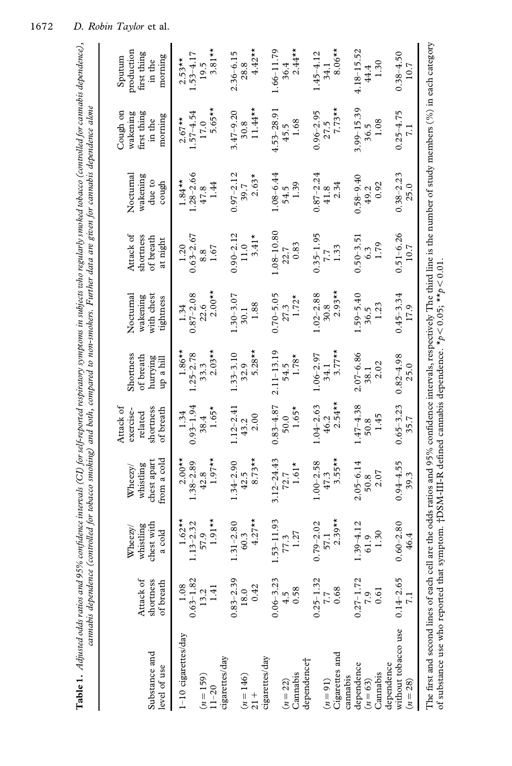**Table 1.** *Adjusted odds ratios and 95% confidence intervals (CI) for self-reported respiratory symptoms in subjects who regularly smoked tobacco (controlled for cannabis dependence), cannabis dependence (controlled for tobacco smoking) and both, compared to non-smokers. Further data are given for cannabis dependence alone*

| Substance and level of use | Attack of shortness of breath | Wheezy/ whistling chest with a cold | Wheezy/ whistling chest apart from a cold | Attack of exercise-related shortness of breath | Shortness of breath hurrying up a hill | Nocturnal wakening with chest tightness | Attack of shortness of breath at night | Nocturnal wakening due to cough | Cough on wakening first thing in the morning | Sputum production first thing in the morning |
|---|---|---|---|---|---|---|---|---|---|---|
| 1–10 cigarettes/day | 1.08 | 1.62** | 2.00** | 1.34 | 1.86** | 1.34 | 1.20 | 1.84** | 2.67** | 2.53** |
| | 0.63–1.82 | 1.13–2.32 | 1.38–2.89 | 0.93–1.94 | 1.25–2.78 | 0.87–2.08 | 0.63–2.67 | 1.28–2.66 | 1.57–4.54 | 1.53–4.17 |
| (n = 159) | 13.2 | 57.9 | 42.8 | 38.4 | 33.3 | 22.6 | 8.8 | 47.8 | 17.0 | 19.5 |
| 11–20 cigarettes/day | 1.41 | 1.91** | 1.97** | 1.65* | 2.03** | 2.00** | 1.67 | 1.44 | 5.65** | 3.81** |
| | 0.83–2.39 | 1.31–2.80 | 1.34–2.90 | 1.12–2.41 | 1.33–3.10 | 1.30–3.07 | 0.90–2.12 | 0.97–2.12 | 3.47–9.20 | 2.36–6.15 |
| (n = 146) | 18.0 | 60.3 | 42.5 | 43.2 | 32.9 | 30.1 | 11.0 | 39.7 | 30.8 | 28.8 |
| 21+ cigarettes/day | 0.42 | 4.27** | 8.73** | 2.00 | 5.28** | 1.88 | 3.41* | 2.63* | 11.44** | 4.42** |
| | 0.06–3.23 | 1.53–11.93 | 3.12–24.43 | 0.83–4.87 | 2.11–13.19 | 0.70–5.05 | 1.08–10.80 | 1.08–6.44 | 4.53–28.91 | 1.66–11.79 |
| (n = 22) | 4.5 | 77.3 | 72.7 | 50.0 | 54.5 | 27.3 | 22.7 | 54.5 | 45.5 | 36.4 |
| Cannabis dependence† | 0.58 | 1.27 | 1.61* | 1.65* | 1.78* | 1.72* | 0.83 | 1.39 | 1.68 | 2.44** |
| | 0.25–1.32 | 0.79–2.02 | 1.00–2.58 | 1.04–2.63 | 1.06–2.97 | 1.02–2.88 | 0.35–1.95 | 0.87–2.24 | 0.96–2.95 | 1.45–4.12 |
| (n = 91) | 7.7 | 57.1 | 47.3 | 46.2 | 34.1 | 30.8 | 7.7 | 41.8 | 27.5 | 34.1 |
| Cigarettes and cannabis dependence | 0.68 | 2.39** | 3.55** | 2.54** | 3.77** | 2.93** | 1.33 | 2.34 | 7.73** | 8.06** |
| | 0.27–1.72 | 1.39–4.12 | 2.05–6.14 | 1.47–4.38 | 2.07–6.86 | 1.59–5.40 | 0.50–3.51 | 0.58–9.40 | 3.99–15.39 | 4.18–15.52 |
| (n = 63) | 7.9 | 61.9 | 50.8 | 50.8 | 38.1 | 36.5 | 6.3 | 49.2 | 36.5 | 44.4 |
| Cannabis dependence without tobacco use | 0.61 | 1.30 | 2.07 | 1.45 | 2.02 | 1.23 | 1.79 | 0.92 | 1.08 | 1.30 |
| | 0.14–2.65 | 0.60–2.80 | 0.94–4.55 | 0.65–3.23 | 0.82–4.98 | 0.45–3.34 | 0.51–6.26 | 0.38–2.23 | 0.25–4.75 | 0.38–4.50 |
| (n = 28) | 7.1 | 46.4 | 39.3 | 35.7 | 25.0 | 17.9 | 10.7 | 25.0 | 7.1 | 10.7 |

The first and second lines of each cell are the odds ratios and 95% confidence intervals, respectively The third line is the number of study members (%) in each category of substance use who reported that symptom. †DSM-III-R defined cannabis dependence. *$p < 0.05$; **$p < 0.01$.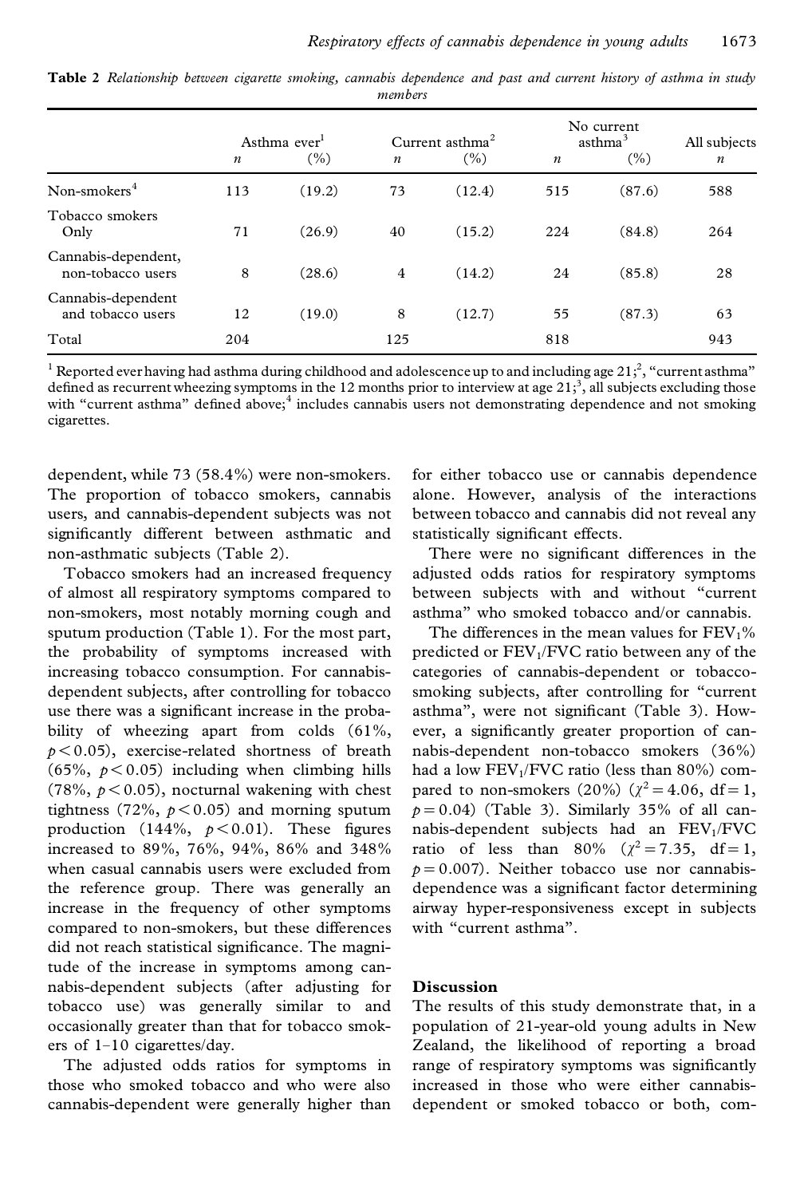**Table 2** *Relationship between cigarette smoking, cannabis dependence and past and current history of asthma in study members*

| | Asthma ever[1] | | Current asthma[2] | | No current asthma[3] | | All subjects |
|---|---|---|---|---|---|---|---|
| | *n* | (%) | *n* | (%) | *n* | (%) | *n* |
| Non-smokers[4] | 113 | (19.2) | 73 | (12.4) | 515 | (87.6) | 588 |
| Tobacco smokers Only | 71 | (26.9) | 40 | (15.2) | 224 | (84.8) | 264 |
| Cannabis-dependent, non-tobacco users | 8 | (28.6) | 4 | (14.2) | 24 | (85.8) | 28 |
| Cannabis-dependent and tobacco users | 12 | (19.0) | 8 | (12.7) | 55 | (87.3) | 63 |
| Total | 204 | | 125 | | 818 | | 943 |

[1] Reported ever having had asthma during childhood and adolescence up to and including age 21;[2], "current asthma" defined as recurrent wheezing symptoms in the 12 months prior to interview at age 21;[3], all subjects excluding those with "current asthma" defined above;[4] includes cannabis users not demonstrating dependence and not smoking cigarettes.

dependent, while 73 (58.4%) were non-smokers. The proportion of tobacco smokers, cannabis users, and cannabis-dependent subjects was not significantly different between asthmatic and non-asthmatic subjects (Table 2).

Tobacco smokers had an increased frequency of almost all respiratory symptoms compared to non-smokers, most notably morning cough and sputum production (Table 1). For the most part, the probability of symptoms increased with increasing tobacco consumption. For cannabis-dependent subjects, after controlling for tobacco use there was a significant increase in the probability of wheezing apart from colds (61%, $p < 0.05$), exercise-related shortness of breath (65%, $p < 0.05$) including when climbing hills (78%, $p < 0.05$), nocturnal wakening with chest tightness (72%, $p < 0.05$) and morning sputum production (144%, $p < 0.01$). These figures increased to 89%, 76%, 94%, 86% and 348% when casual cannabis users were excluded from the reference group. There was generally an increase in the frequency of other symptoms compared to non-smokers, but these differences did not reach statistical significance. The magnitude of the increase in symptoms among cannabis-dependent subjects (after adjusting for tobacco use) was generally similar to and occasionally greater than that for tobacco smokers of 1–10 cigarettes/day.

The adjusted odds ratios for symptoms in those who smoked tobacco and who were also cannabis-dependent were generally higher than for either tobacco use or cannabis dependence alone. However, analysis of the interactions between tobacco and cannabis did not reveal any statistically significant effects.

There were no significant differences in the adjusted odds ratios for respiratory symptoms between subjects with and without "current asthma" who smoked tobacco and/or cannabis.

The differences in the mean values for $FEV_1$% predicted or $FEV_1/FVC$ ratio between any of the categories of cannabis-dependent or tobacco-smoking subjects, after controlling for "current asthma", were not significant (Table 3). However, a significantly greater proportion of cannabis-dependent non-tobacco smokers (36%) had a low $FEV_1/FVC$ ratio (less than 80%) compared to non-smokers (20%) ($\chi^2 = 4.06$, df = 1, $p = 0.04$) (Table 3). Similarly 35% of all cannabis-dependent subjects had an $FEV_1/FVC$ ratio of less than 80% ($\chi^2 = 7.35$, df = 1, $p = 0.007$). Neither tobacco use nor cannabis-dependence was a significant factor determining airway hyper-responsiveness except in subjects with "current asthma".

## Discussion

The results of this study demonstrate that, in a population of 21-year-old young adults in New Zealand, the likelihood of reporting a broad range of respiratory symptoms was significantly increased in those who were either cannabis-dependent or smoked tobacco or both, com-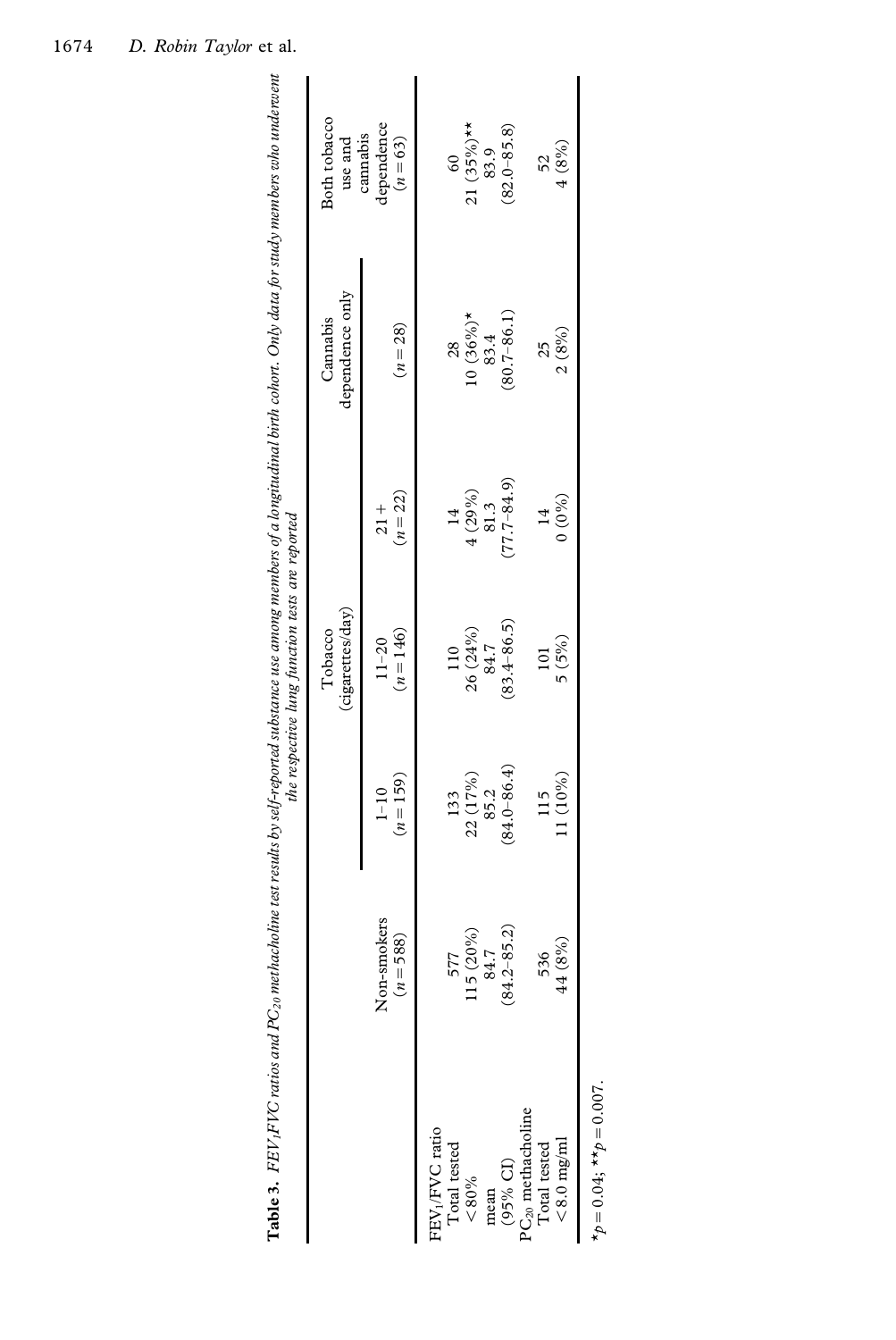**Table 3.** *$FEV_1$/FVC ratios and $PC_{20}$ methacholine test results by self-reported substance use among members of a longitudinal birth cohort. Only data for study members who underwent the respective lung function tests are reported*

| | Non-smokers | Tobacco (cigarettes/day) | | | Cannabis dependence only | Both tobacco use and cannabis dependence |
|---|---|---|---|---|---|---|
| | ($n = 588$) | 1–10 ($n = 159$) | 11–20 ($n = 146$) | 21+ ($n = 22$) | ($n = 28$) | ($n = 63$) |
| $FEV_1$/FVC ratio | | | | | | |
| Total tested | 577 | 133 | 110 | 14 | 28 | 60 |
| <80% | 115 (20%) | 22 (17%) | 26 (24%) | 4 (29%) | 10 (36%)* | 21 (35%)** |
| mean | 84.7 | 85.2 | 84.7 | 81.3 | 83.4 | 83.9 |
| (95% CI) | (84.2–85.2) | (84.0–86.4) | (83.4–86.5) | (77.7–84.9) | (80.7–86.1) | (82.0–85.8) |
| $PC_{20}$ methacholine | | | | | | |
| Total tested | 536 | 115 | 101 | 14 | 25 | 52 |
| <8.0 mg/ml | 44 (8%) | 11 (10%) | 5 (5%) | 0 (0%) | 2 (8%) | 4 (8%) |

*$p = 0.04$; **$p = 0.007$.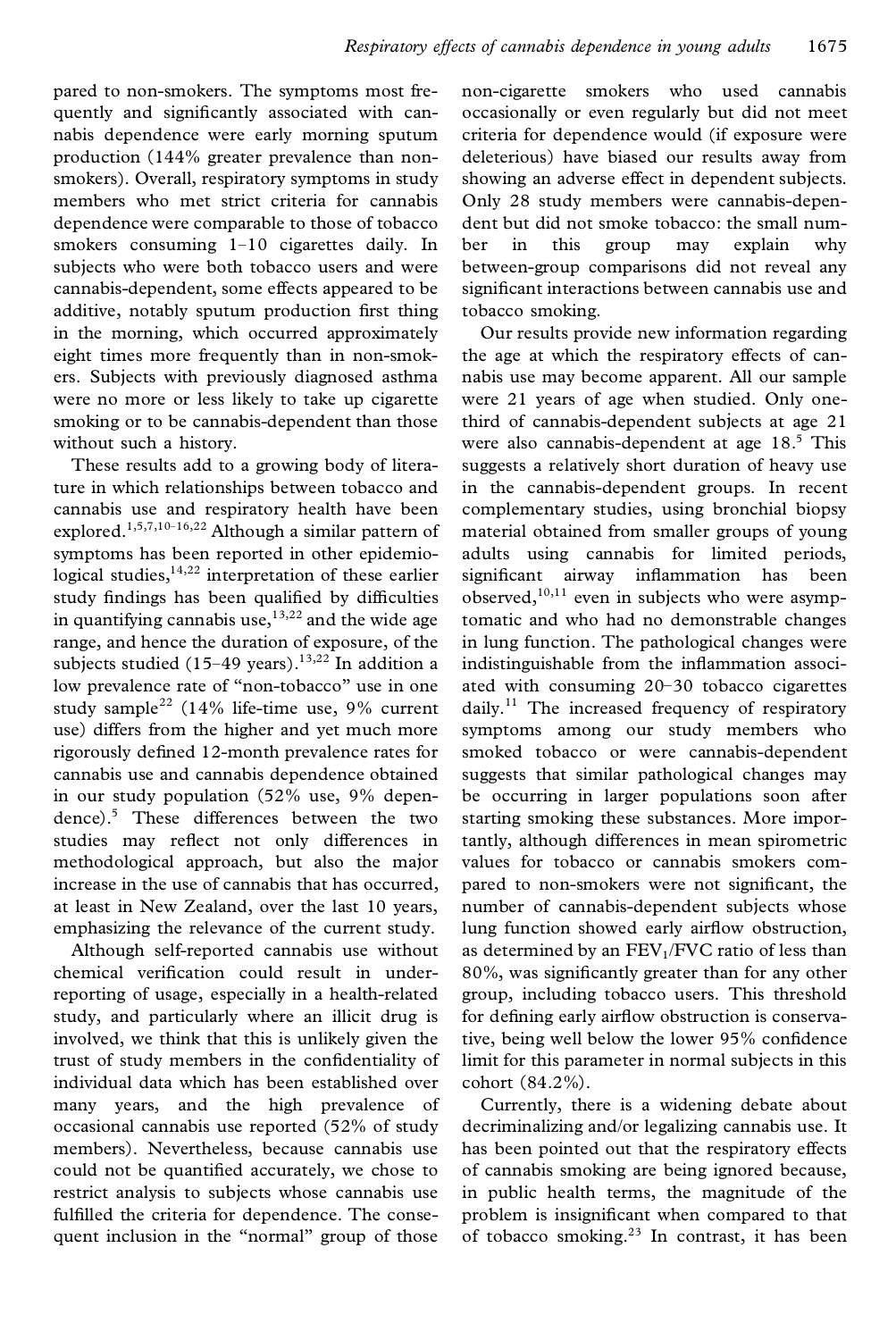pared to non-smokers. The symptoms most frequently and significantly associated with cannabis dependence were early morning sputum production (144% greater prevalence than non-smokers). Overall, respiratory symptoms in study members who met strict criteria for cannabis dependence were comparable to those of tobacco smokers consuming 1–10 cigarettes daily. In subjects who were both tobacco users and were cannabis-dependent, some effects appeared to be additive, notably sputum production first thing in the morning, which occurred approximately eight times more frequently than in non-smokers. Subjects with previously diagnosed asthma were no more or less likely to take up cigarette smoking or to be cannabis-dependent than those without such a history.

These results add to a growing body of literature in which relationships between tobacco and cannabis use and respiratory health have been explored.[1,5,7,10–16,22] Although a similar pattern of symptoms has been reported in other epidemiological studies,[14,22] interpretation of these earlier study findings has been qualified by difficulties in quantifying cannabis use,[13,22] and the wide age range, and hence the duration of exposure, of the subjects studied (15–49 years).[13,22] In addition a low prevalence rate of "non-tobacco" use in one study sample[22] (14% life-time use, 9% current use) differs from the higher and yet much more rigorously defined 12-month prevalence rates for cannabis use and cannabis dependence obtained in our study population (52% use, 9% dependence).[5] These differences between the two studies may reflect not only differences in methodological approach, but also the major increase in the use of cannabis that has occurred, at least in New Zealand, over the last 10 years, emphasizing the relevance of the current study.

Although self-reported cannabis use without chemical verification could result in under-reporting of usage, especially in a health-related study, and particularly where an illicit drug is involved, we think that this is unlikely given the trust of study members in the confidentiality of individual data which has been established over many years, and the high prevalence of occasional cannabis use reported (52% of study members). Nevertheless, because cannabis use could not be quantified accurately, we chose to restrict analysis to subjects whose cannabis use fulfilled the criteria for dependence. The consequent inclusion in the "normal" group of those non-cigarette smokers who used cannabis occasionally or even regularly but did not meet criteria for dependence would (if exposure were deleterious) have biased our results away from showing an adverse effect in dependent subjects. Only 28 study members were cannabis-dependent but did not smoke tobacco: the small number in this group may explain why between-group comparisons did not reveal any significant interactions between cannabis use and tobacco smoking.

Our results provide new information regarding the age at which the respiratory effects of cannabis use may become apparent. All our sample were 21 years of age when studied. Only one-third of cannabis-dependent subjects at age 21 were also cannabis-dependent at age 18.[5] This suggests a relatively short duration of heavy use in the cannabis-dependent groups. In recent complementary studies, using bronchial biopsy material obtained from smaller groups of young adults using cannabis for limited periods, significant airway inflammation has been observed,[10,11] even in subjects who were asymptomatic and who had no demonstrable changes in lung function. The pathological changes were indistinguishable from the inflammation associated with consuming 20–30 tobacco cigarettes daily.[11] The increased frequency of respiratory symptoms among our study members who smoked tobacco or were cannabis-dependent suggests that similar pathological changes may be occurring in larger populations soon after starting smoking these substances. More importantly, although differences in mean spirometric values for tobacco or cannabis smokers compared to non-smokers were not significant, the number of cannabis-dependent subjects whose lung function showed early airflow obstruction, as determined by an $FEV_1/FVC$ ratio of less than 80%, was significantly greater than for any other group, including tobacco users. This threshold for defining early airflow obstruction is conservative, being well below the lower 95% confidence limit for this parameter in normal subjects in this cohort (84.2%).

Currently, there is a widening debate about decriminalizing and/or legalizing cannabis use. It has been pointed out that the respiratory effects of cannabis smoking are being ignored because, in public health terms, the magnitude of the problem is insignificant when compared to that of tobacco smoking.[23] In contrast, it has been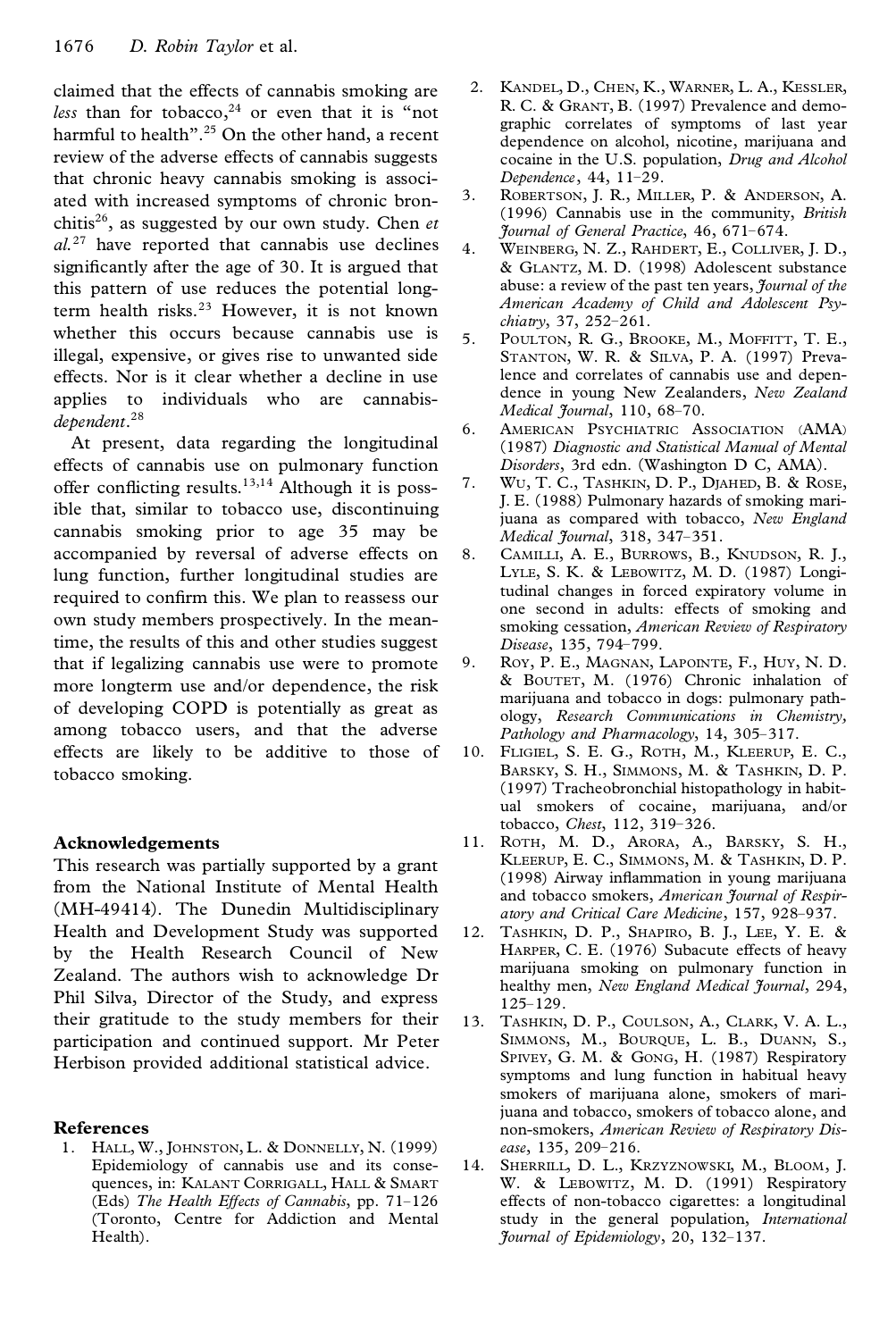claimed that the effects of cannabis smoking are *less* than for tobacco,[24] or even that it is "not harmful to health".[25] On the other hand, a recent review of the adverse effects of cannabis suggests that chronic heavy cannabis smoking is associated with increased symptoms of chronic bronchitis[26], as suggested by our own study. Chen *et al.*[27] have reported that cannabis use declines significantly after the age of 30. It is argued that this pattern of use reduces the potential long-term health risks.[23] However, it is not known whether this occurs because cannabis use is illegal, expensive, or gives rise to unwanted side effects. Nor is it clear whether a decline in use applies to individuals who are cannabis-*dependent*.[28]

At present, data regarding the longitudinal effects of cannabis use on pulmonary function offer conflicting results.[13,14] Although it is possible that, similar to tobacco use, discontinuing cannabis smoking prior to age 35 may be accompanied by reversal of adverse effects on lung function, further longitudinal studies are required to confirm this. We plan to reassess our own study members prospectively. In the meantime, the results of this and other studies suggest that if legalizing cannabis use were to promote more longterm use and/or dependence, the risk of developing COPD is potentially as great as among tobacco users, and that the adverse effects are likely to be additive to those of tobacco smoking.

## Acknowledgements

This research was partially supported by a grant from the National Institute of Mental Health (MH-49414). The Dunedin Multidisciplinary Health and Development Study was supported by the Health Research Council of New Zealand. The authors wish to acknowledge Dr Phil Silva, Director of the Study, and express their gratitude to the study members for their participation and continued support. Mr Peter Herbison provided additional statistical advice.

## References

1. Hall, W., Johnston, L. & Donnelly, N. (1999) Epidemiology of cannabis use and its consequences, in: Kalant Corrigall, Hall & Smart (Eds) *The Health Effects of Cannabis*, pp. 71–126 (Toronto, Centre for Addiction and Mental Health).
2. Kandel, D., Chen, K., Warner, L. A., Kessler, R. C. & Grant, B. (1997) Prevalence and demographic correlates of symptoms of last year dependence on alcohol, nicotine, marijuana and cocaine in the U.S. population, *Drug and Alcohol Dependence*, 44, 11–29.
3. Robertson, J. R., Miller, P. & Anderson, A. (1996) Cannabis use in the community, *British Journal of General Practice*, 46, 671–674.
4. Weinberg, N. Z., Rahdert, E., Colliver, J. D., & Glantz, M. D. (1998) Adolescent substance abuse: a review of the past ten years, *Journal of the American Academy of Child and Adolescent Psychiatry*, 37, 252–261.
5. Poulton, R. G., Brooke, M., Moffitt, T. E., Stanton, W. R. & Silva, P. A. (1997) Prevalence and correlates of cannabis use and dependence in young New Zealanders, *New Zealand Medical Journal*, 110, 68–70.
6. American Psychiatric Association (AMA) (1987) *Diagnostic and Statistical Manual of Mental Disorders*, 3rd edn. (Washington D C, AMA).
7. Wu, T. C., Tashkin, D. P., Djahed, B. & Rose, J. E. (1988) Pulmonary hazards of smoking marijuana as compared with tobacco, *New England Medical Journal*, 318, 347–351.
8. Camilli, A. E., Burrows, B., Knudson, R. J., Lyle, S. K. & Lebowitz, M. D. (1987) Longitudinal changes in forced expiratory volume in one second in adults: effects of smoking and smoking cessation, *American Review of Respiratory Disease*, 135, 794–799.
9. Roy, P. E., Magnan, Lapointe, F., Huy, N. D. & Boutet, M. (1976) Chronic inhalation of marijuana and tobacco in dogs: pulmonary pathology, *Research Communications in Chemistry, Pathology and Pharmacology*, 14, 305–317.
10. Fligiel, S. E. G., Roth, M., Kleerup, E. C., Barsky, S. H., Simmons, M. & Tashkin, D. P. (1997) Tracheobronchial histopathology in habitual smokers of cocaine, marijuana, and/or tobacco, *Chest*, 112, 319–326.
11. Roth, M. D., Arora, A., Barsky, S. H., Kleerup, E. C., Simmons, M. & Tashkin, D. P. (1998) Airway inflammation in young marijuana and tobacco smokers, *American Journal of Respiratory and Critical Care Medicine*, 157, 928–937.
12. Tashkin, D. P., Shapiro, B. J., Lee, Y. E. & Harper, C. E. (1976) Subacute effects of heavy marijuana smoking on pulmonary function in healthy men, *New England Medical Journal*, 294, 125–129.
13. Tashkin, D. P., Coulson, A., Clark, V. A. L., Simmons, M., Bourque, L. B., Duann, S., Spivey, G. M. & Gong, H. (1987) Respiratory symptoms and lung function in habitual heavy smokers of marijuana alone, smokers of marijuana and tobacco, smokers of tobacco alone, and non-smokers, *American Review of Respiratory Disease*, 135, 209–216.
14. Sherrill, D. L., Krzyznowski, M., Bloom, J. W. & Lebowitz, M. D. (1991) Respiratory effects of non-tobacco cigarettes: a longitudinal study in the general population, *International Journal of Epidemiology*, 20, 132–137.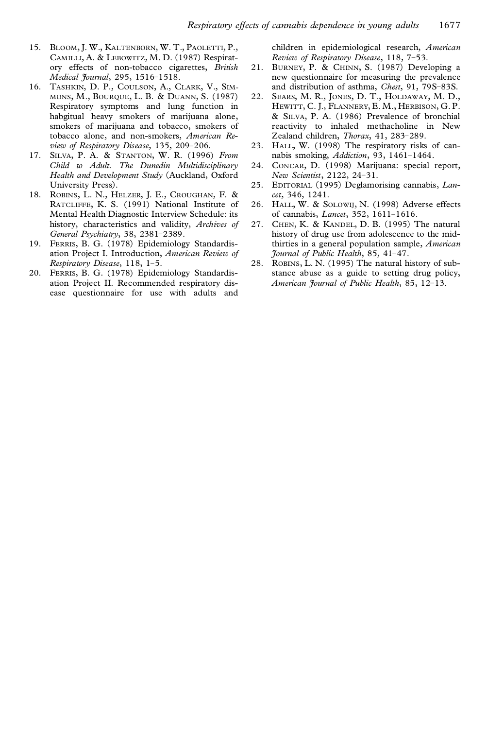15. Bloom, J. W., Kaltenborn, W. T., Paoletti, P., Camilli, A. & Lebowitz, M. D. (1987) Respiratory effects of non-tobacco cigarettes, *British Medical Journal*, 295, 1516–1518.
16. Tashkin, D. P., Coulson, A., Clark, V., Simmons, M., Bourque, L. B. & Duann, S. (1987) Respiratory symptoms and lung function in habgitual heavy smokers of marijuana alone, smokers of marijuana and tobacco, smokers of tobacco alone, and non-smokers, *American Review of Respiratory Disease*, 135, 209–206.
17. Silva, P. A. & Stanton, W. R. (1996) *From Child to Adult. The Dunedin Multidisciplinary Health and Development Study* (Auckland, Oxford University Press).
18. Robins, L. N., Helzer, J. E., Croughan, F. & Ratcliffe, K. S. (1991) National Institute of Mental Health Diagnostic Interview Schedule: its history, characteristics and validity, *Archives of General Psychiatry*, 38, 2381–2389.
19. Ferris, B. G. (1978) Epidemiology Standardisation Project I. Introduction, *American Review of Respiratory Disease*, 118, 1–5.
20. Ferris, B. G. (1978) Epidemiology Standardisation Project II. Recommended respiratory disease questionnaire for use with adults and children in epidemiological research, *American Review of Respiratory Disease*, 118, 7–53.
21. Burney, P. & Chinn, S. (1987) Developing a new questionnaire for measuring the prevalence and distribution of asthma, *Chest*, 91, 79S–83S.
22. Sears, M. R., Jones, D. T., Holdaway, M. D., Hewitt, C. J., Flannery, E. M., Herbison, G. P. & Silva, P. A. (1986) Prevalence of bronchial reactivity to inhaled methacholine in New Zealand children, *Thorax*, 41, 283–289.
23. Hall, W. (1998) The respiratory risks of cannabis smoking, *Addiction*, 93, 1461–1464.
24. Concar, D. (1998) Marijuana: special report, *New Scientist*, 2122, 24–31.
25. Editorial (1995) Deglamorising cannabis, *Lancet*, 346, 1241.
26. Hall, W. & Solowij, N. (1998) Adverse effects of cannabis, *Lancet*, 352, 1611–1616.
27. Chen, K. & Kandel, D. B. (1995) The natural history of drug use from adolescence to the mid-thirties in a general population sample, *American Journal of Public Health*, 85, 41–47.
28. Robins, L. N. (1995) The natural history of substance abuse as a guide to setting drug policy, *American Journal of Public Health*, 85, 12–13.